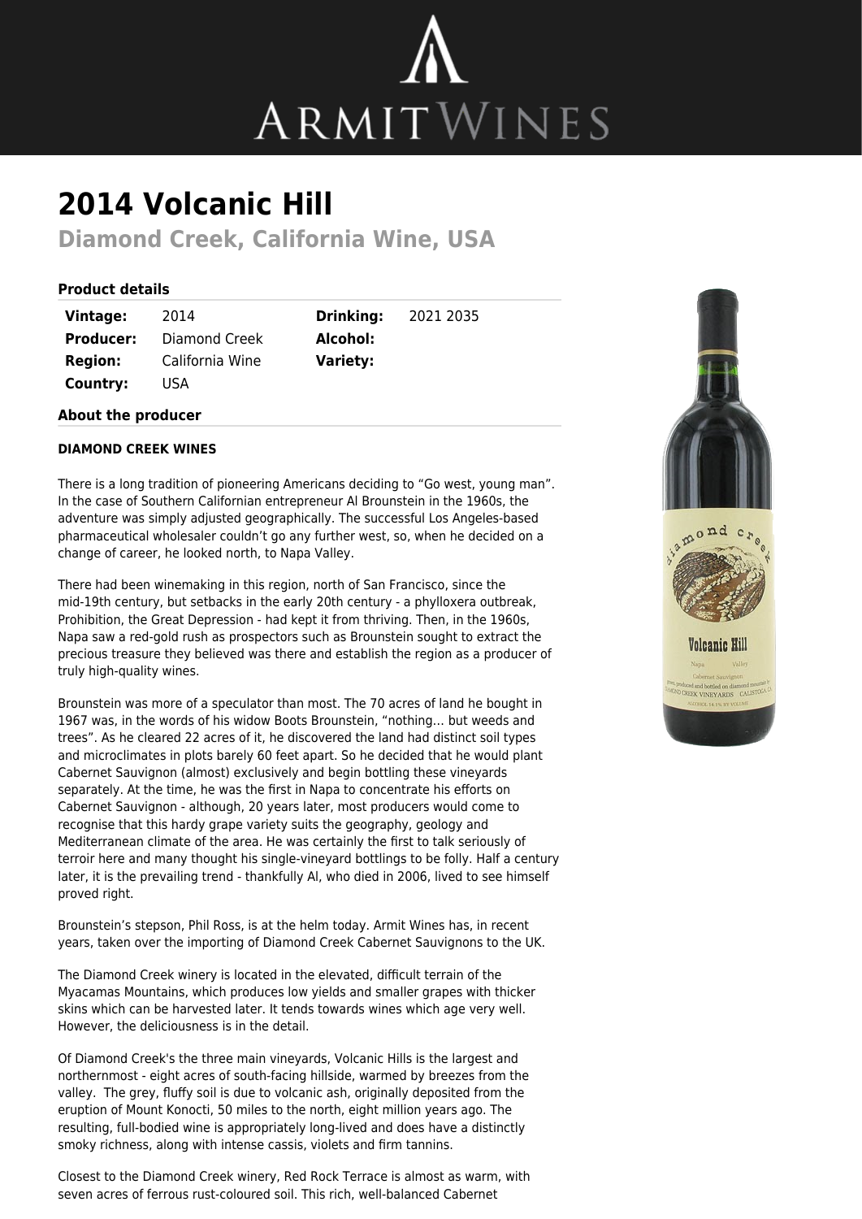# 2014 Volcanic Hill

## Diamond Creek, California Wine, USA

### Product details

| | | | |
|---|---|---|---|
| **Vintage:** | 2014 | **Drinking:** | 2021 2035 |
| **Producer:** | Diamond Creek | **Alcohol:** | |
| **Region:** | California Wine | **Variety:** | |
| **Country:** | USA | | |

### About the producer

**DIAMOND CREEK WINES**

There is a long tradition of pioneering Americans deciding to "Go west, young man". In the case of Southern Californian entrepreneur Al Brounstein in the 1960s, the adventure was simply adjusted geographically. The successful Los Angeles-based pharmaceutical wholesaler couldn't go any further west, so, when he decided on a change of career, he looked north, to Napa Valley.

There had been winemaking in this region, north of San Francisco, since the mid-19th century, but setbacks in the early 20th century - a phylloxera outbreak, Prohibition, the Great Depression - had kept it from thriving. Then, in the 1960s, Napa saw a red-gold rush as prospectors such as Brounstein sought to extract the precious treasure they believed was there and establish the region as a producer of truly high-quality wines.

Brounstein was more of a speculator than most. The 70 acres of land he bought in 1967 was, in the words of his widow Boots Brounstein, "nothing... but weeds and trees". As he cleared 22 acres of it, he discovered the land had distinct soil types and microclimates in plots barely 60 feet apart. So he decided that he would plant Cabernet Sauvignon (almost) exclusively and begin bottling these vineyards separately. At the time, he was the first in Napa to concentrate his efforts on Cabernet Sauvignon - although, 20 years later, most producers would come to recognise that this hardy grape variety suits the geography, geology and Mediterranean climate of the area. He was certainly the first to talk seriously of terroir here and many thought his single-vineyard bottlings to be folly. Half a century later, it is the prevailing trend - thankfully Al, who died in 2006, lived to see himself proved right.

Brounstein's stepson, Phil Ross, is at the helm today. Armit Wines has, in recent years, taken over the importing of Diamond Creek Cabernet Sauvignons to the UK.

The Diamond Creek winery is located in the elevated, difficult terrain of the Myacamas Mountains, which produces low yields and smaller grapes with thicker skins which can be harvested later. It tends towards wines which age very well. However, the deliciousness is in the detail.

Of Diamond Creek's the three main vineyards, Volcanic Hills is the largest and northernmost - eight acres of south-facing hillside, warmed by breezes from the valley. The grey, fluffy soil is due to volcanic ash, originally deposited from the eruption of Mount Konocti, 50 miles to the north, eight million years ago. The resulting, full-bodied wine is appropriately long-lived and does have a distinctly smoky richness, along with intense cassis, violets and firm tannins.

Closest to the Diamond Creek winery, Red Rock Terrace is almost as warm, with seven acres of ferrous rust-coloured soil. This rich, well-balanced Cabernet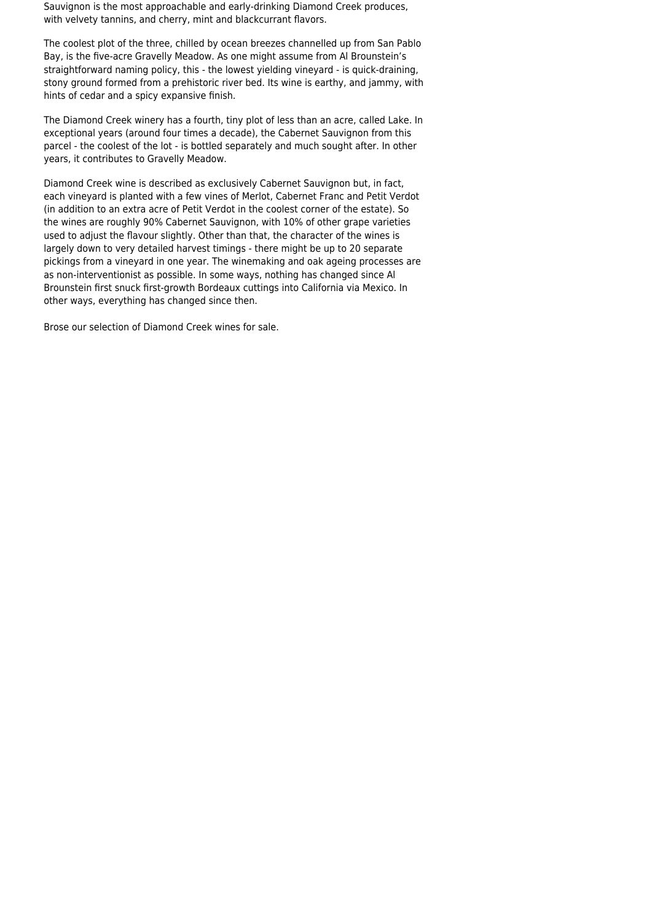Sauvignon is the most approachable and early-drinking Diamond Creek produces, with velvety tannins, and cherry, mint and blackcurrant flavors.

The coolest plot of the three, chilled by ocean breezes channelled up from San Pablo Bay, is the five-acre Gravelly Meadow. As one might assume from Al Brounstein's straightforward naming policy, this - the lowest yielding vineyard - is quick-draining, stony ground formed from a prehistoric river bed. Its wine is earthy, and jammy, with hints of cedar and a spicy expansive finish.

The Diamond Creek winery has a fourth, tiny plot of less than an acre, called Lake. In exceptional years (around four times a decade), the Cabernet Sauvignon from this parcel - the coolest of the lot - is bottled separately and much sought after. In other years, it contributes to Gravelly Meadow.

Diamond Creek wine is described as exclusively Cabernet Sauvignon but, in fact, each vineyard is planted with a few vines of Merlot, Cabernet Franc and Petit Verdot (in addition to an extra acre of Petit Verdot in the coolest corner of the estate). So the wines are roughly 90% Cabernet Sauvignon, with 10% of other grape varieties used to adjust the flavour slightly. Other than that, the character of the wines is largely down to very detailed harvest timings - there might be up to 20 separate pickings from a vineyard in one year. The winemaking and oak ageing processes are as non-interventionist as possible. In some ways, nothing has changed since Al Brounstein first snuck first-growth Bordeaux cuttings into California via Mexico. In other ways, everything has changed since then.

Brose our selection of Diamond Creek wines for sale.